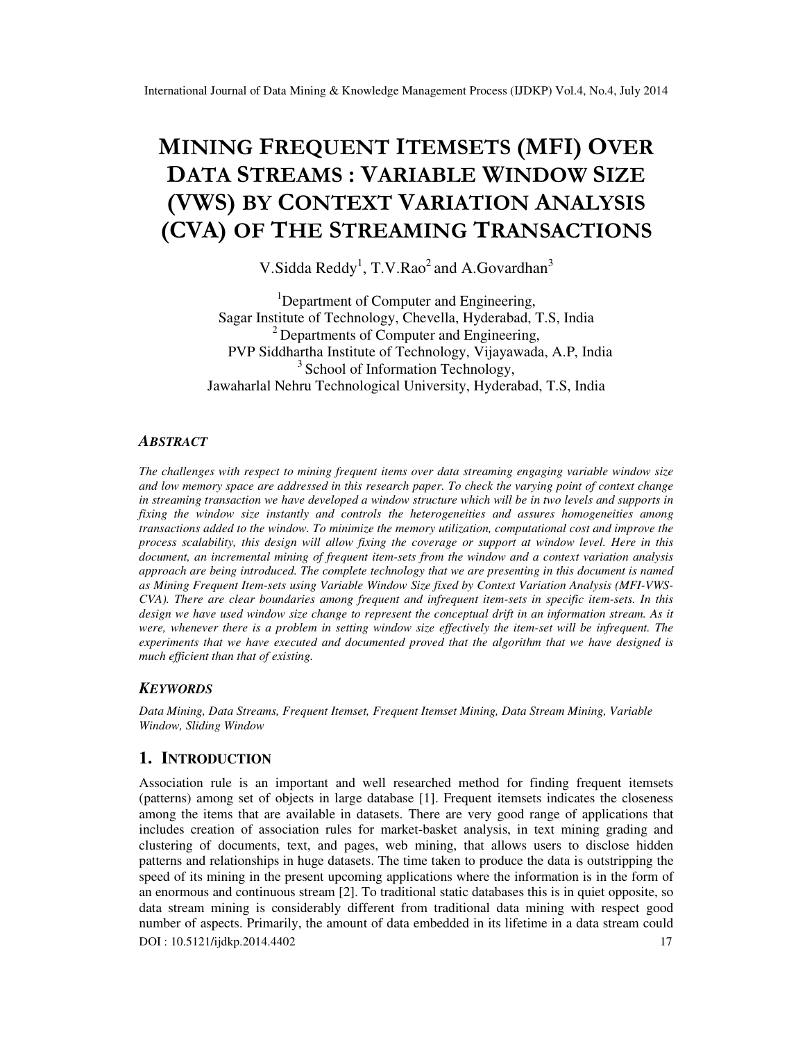# MINING FREQUENT ITEMSETS (MFI) OVER DATA STREAMS : VARIABLE WINDOW SIZE (VWS) BY CONTEXT VARIATION ANALYSIS (CVA) OF THE STREAMING TRANSACTIONS

V.Sidda Reddy[1], T.V.Rao[2] and A.Govardhan[3]

[1]Department of Computer and Engineering,
Sagar Institute of Technology, Chevella, Hyderabad, T.S, India
[2] Departments of Computer and Engineering,
PVP Siddhartha Institute of Technology, Vijayawada, A.P, India
[3] School of Information Technology,
Jawaharlal Nehru Technological University, Hyderabad, T.S, India

### *ABSTRACT*

*The challenges with respect to mining frequent items over data streaming engaging variable window size and low memory space are addressed in this research paper. To check the varying point of context change in streaming transaction we have developed a window structure which will be in two levels and supports in fixing the window size instantly and controls the heterogeneities and assures homogeneities among transactions added to the window. To minimize the memory utilization, computational cost and improve the process scalability, this design will allow fixing the coverage or support at window level. Here in this document, an incremental mining of frequent item-sets from the window and a context variation analysis approach are being introduced. The complete technology that we are presenting in this document is named as Mining Frequent Item-sets using Variable Window Size fixed by Context Variation Analysis (MFI-VWS-CVA). There are clear boundaries among frequent and infrequent item-sets in specific item-sets. In this design we have used window size change to represent the conceptual drift in an information stream. As it were, whenever there is a problem in setting window size effectively the item-set will be infrequent. The experiments that we have executed and documented proved that the algorithm that we have designed is much efficient than that of existing.*

### *KEYWORDS*

*Data Mining, Data Streams, Frequent Itemset, Frequent Itemset Mining, Data Stream Mining, Variable Window, Sliding Window*

## 1. INTRODUCTION

Association rule is an important and well researched method for finding frequent itemsets (patterns) among set of objects in large database [1]. Frequent itemsets indicates the closeness among the items that are available in datasets. There are very good range of applications that includes creation of association rules for market-basket analysis, in text mining grading and clustering of documents, text, and pages, web mining, that allows users to disclose hidden patterns and relationships in huge datasets. The time taken to produce the data is outstripping the speed of its mining in the present upcoming applications where the information is in the form of an enormous and continuous stream [2]. To traditional static databases this is in quiet opposite, so data stream mining is considerably different from traditional data mining with respect good number of aspects. Primarily, the amount of data embedded in its lifetime in a data stream could

DOI : 10.5121/ijdkp.2014.4402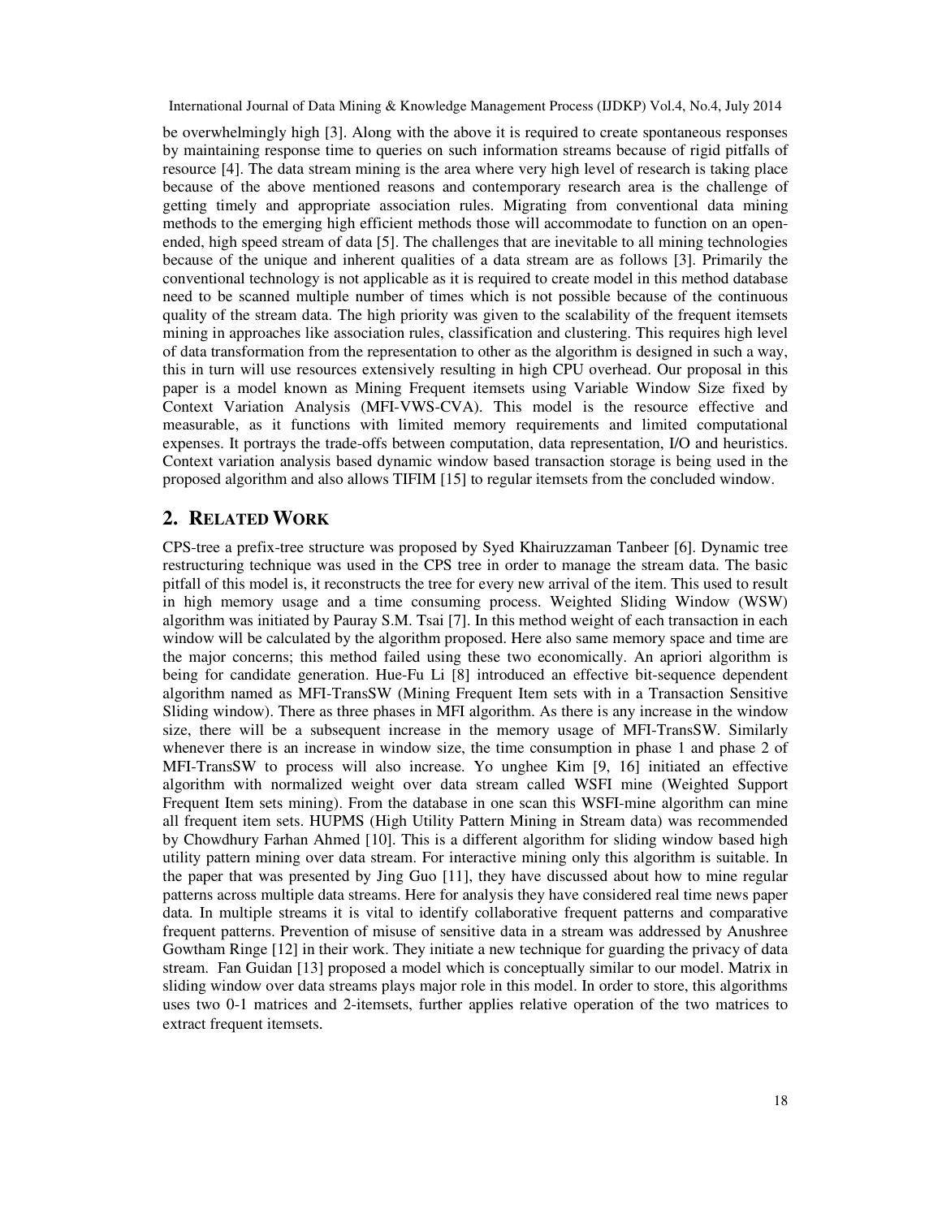be overwhelmingly high [3]. Along with the above it is required to create spontaneous responses by maintaining response time to queries on such information streams because of rigid pitfalls of resource [4]. The data stream mining is the area where very high level of research is taking place because of the above mentioned reasons and contemporary research area is the challenge of getting timely and appropriate association rules. Migrating from conventional data mining methods to the emerging high efficient methods those will accommodate to function on an open-ended, high speed stream of data [5]. The challenges that are inevitable to all mining technologies because of the unique and inherent qualities of a data stream are as follows [3]. Primarily the conventional technology is not applicable as it is required to create model in this method database need to be scanned multiple number of times which is not possible because of the continuous quality of the stream data. The high priority was given to the scalability of the frequent itemsets mining in approaches like association rules, classification and clustering. This requires high level of data transformation from the representation to other as the algorithm is designed in such a way, this in turn will use resources extensively resulting in high CPU overhead. Our proposal in this paper is a model known as Mining Frequent itemsets using Variable Window Size fixed by Context Variation Analysis (MFI-VWS-CVA). This model is the resource effective and measurable, as it functions with limited memory requirements and limited computational expenses. It portrays the trade-offs between computation, data representation, I/O and heuristics. Context variation analysis based dynamic window based transaction storage is being used in the proposed algorithm and also allows TIFIM [15] to regular itemsets from the concluded window.

## 2. RELATED WORK

CPS-tree a prefix-tree structure was proposed by Syed Khairuzzaman Tanbeer [6]. Dynamic tree restructuring technique was used in the CPS tree in order to manage the stream data. The basic pitfall of this model is, it reconstructs the tree for every new arrival of the item. This used to result in high memory usage and a time consuming process. Weighted Sliding Window (WSW) algorithm was initiated by Pauray S.M. Tsai [7]. In this method weight of each transaction in each window will be calculated by the algorithm proposed. Here also same memory space and time are the major concerns; this method failed using these two economically. An apriori algorithm is being for candidate generation. Hue-Fu Li [8] introduced an effective bit-sequence dependent algorithm named as MFI-TransSW (Mining Frequent Item sets with in a Transaction Sensitive Sliding window). There as three phases in MFI algorithm. As there is any increase in the window size, there will be a subsequent increase in the memory usage of MFI-TransSW. Similarly whenever there is an increase in window size, the time consumption in phase 1 and phase 2 of MFI-TransSW to process will also increase. Yo unghee Kim [9, 16] initiated an effective algorithm with normalized weight over data stream called WSFI mine (Weighted Support Frequent Item sets mining). From the database in one scan this WSFI-mine algorithm can mine all frequent item sets. HUPMS (High Utility Pattern Mining in Stream data) was recommended by Chowdhury Farhan Ahmed [10]. This is a different algorithm for sliding window based high utility pattern mining over data stream. For interactive mining only this algorithm is suitable. In the paper that was presented by Jing Guo [11], they have discussed about how to mine regular patterns across multiple data streams. Here for analysis they have considered real time news paper data. In multiple streams it is vital to identify collaborative frequent patterns and comparative frequent patterns. Prevention of misuse of sensitive data in a stream was addressed by Anushree Gowtham Ringe [12] in their work. They initiate a new technique for guarding the privacy of data stream. Fan Guidan [13] proposed a model which is conceptually similar to our model. Matrix in sliding window over data streams plays major role in this model. In order to store, this algorithms uses two 0-1 matrices and 2-itemsets, further applies relative operation of the two matrices to extract frequent itemsets.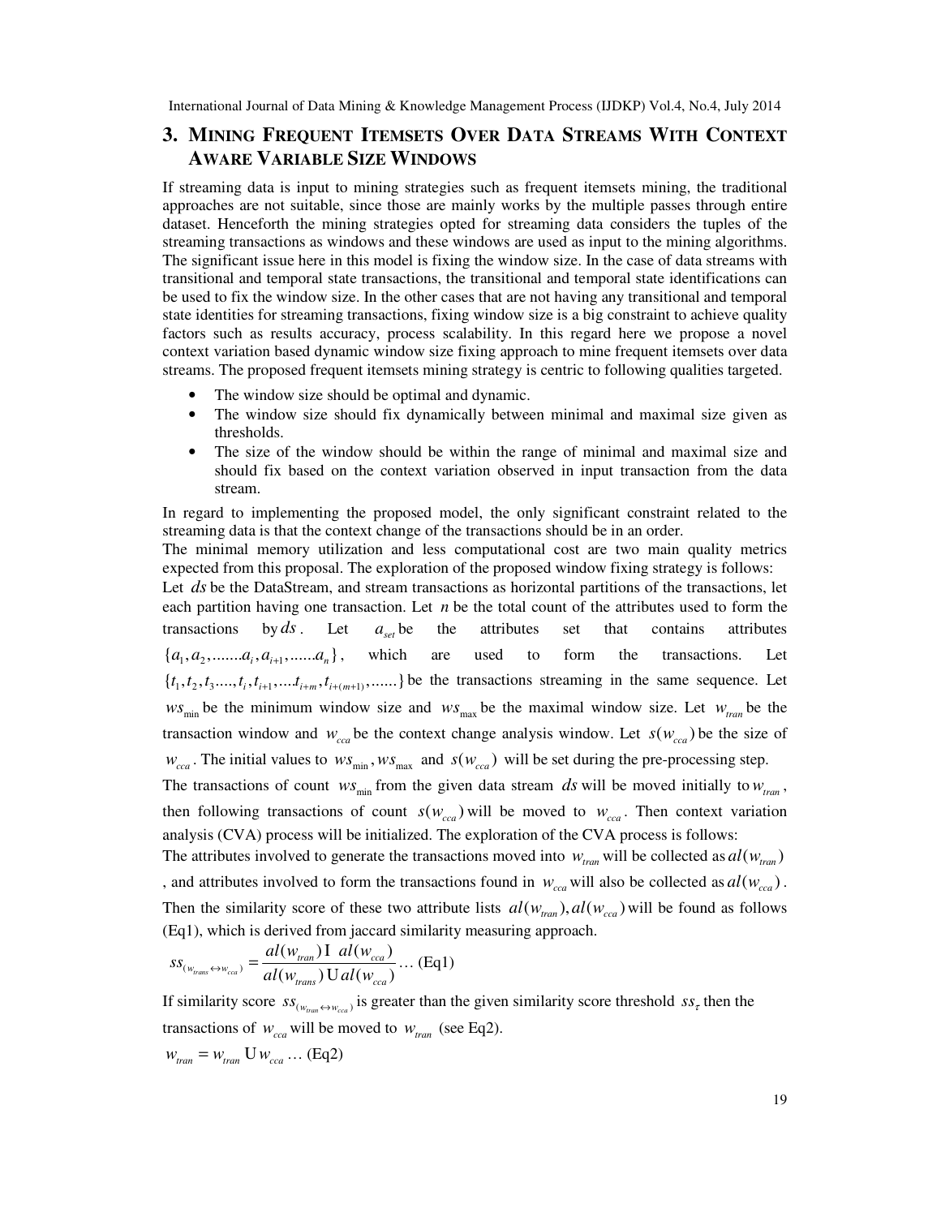## 3. Mining Frequent Itemsets Over Data Streams With Context Aware Variable Size Windows

If streaming data is input to mining strategies such as frequent itemsets mining, the traditional approaches are not suitable, since those are mainly works by the multiple passes through entire dataset. Henceforth the mining strategies opted for streaming data considers the tuples of the streaming transactions as windows and these windows are used as input to the mining algorithms. The significant issue here in this model is fixing the window size. In the case of data streams with transitional and temporal state transactions, the transitional and temporal state identifications can be used to fix the window size. In the other cases that are not having any transitional and temporal state identities for streaming transactions, fixing window size is a big constraint to achieve quality factors such as results accuracy, process scalability. In this regard here we propose a novel context variation based dynamic window size fixing approach to mine frequent itemsets over data streams. The proposed frequent itemsets mining strategy is centric to following qualities targeted.

- The window size should be optimal and dynamic.
- The window size should fix dynamically between minimal and maximal size given as thresholds.
- The size of the window should be within the range of minimal and maximal size and should fix based on the context variation observed in input transaction from the data stream.

In regard to implementing the proposed model, the only significant constraint related to the streaming data is that the context change of the transactions should be in an order.

The minimal memory utilization and less computational cost are two main quality metrics expected from this proposal. The exploration of the proposed window fixing strategy is follows:

Let $ds$ be the DataStream, and stream transactions as horizontal partitions of the transactions, let each partition having one transaction. Let $n$ be the total count of the attributes used to form the transactions by $ds$. Let $a_{set}$ be the attributes set that contains attributes $\{a_1, a_2, .......a_i, a_{i+1}, ......a_n\}$, which are used to form the transactions. Let $\{t_1, t_2, t_3....., t_i, t_{i+1}, ....t_{i+m}, t_{i+(m+1)}, ......\}$ be the transactions streaming in the same sequence. Let $ws_{\min}$ be the minimum window size and $ws_{\max}$ be the maximal window size. Let $w_{tran}$ be the transaction window and $w_{cca}$ be the context change analysis window. Let $s(w_{cca})$ be the size of $w_{cca}$. The initial values to $ws_{\min}, ws_{\max}$ and $s(w_{cca})$ will be set during the pre-processing step.

The transactions of count $ws_{\min}$ from the given data stream $ds$ will be moved initially to $w_{tran}$, then following transactions of count $s(w_{cca})$ will be moved to $w_{cca}$. Then context variation analysis (CVA) process will be initialized. The exploration of the CVA process is follows:

The attributes involved to generate the transactions moved into $w_{tran}$ will be collected as $al(w_{tran})$, and attributes involved to form the transactions found in $w_{cca}$ will also be collected as $al(w_{cca})$. Then the similarity score of these two attribute lists $al(w_{tran}), al(w_{cca})$ will be found as follows (Eq1), which is derived from jaccard similarity measuring approach.

$$ss_{(w_{trans} \leftrightarrow w_{cca})} = \frac{al(w_{tran}) \cap al(w_{cca})}{al(w_{trans}) \cup al(w_{cca})} \ldots \text{(Eq1)}$$

If similarity score $ss_{(w_{tran} \leftrightarrow w_{cca})}$ is greater than the given similarity score threshold $ss_\tau$ then the transactions of $w_{cca}$ will be moved to $w_{tran}$ (see Eq2).

$$w_{tran} = w_{tran} \cup w_{cca} \ldots \text{(Eq2)}$$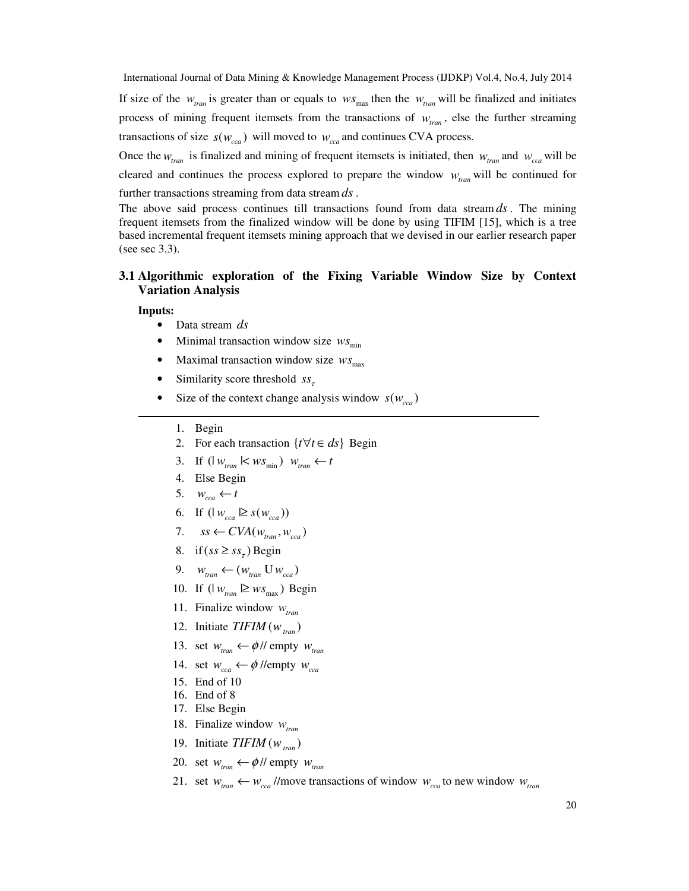If size of the $w_{tran}$ is greater than or equals to $ws_{\max}$ then the $w_{tran}$ will be finalized and initiates process of mining frequent itemsets from the transactions of $w_{tran}$, else the further streaming transactions of size $s(w_{cca})$ will moved to $w_{cca}$ and continues CVA process.

Once the $w_{tran}$ is finalized and mining of frequent itemsets is initiated, then $w_{tran}$ and $w_{cca}$ will be cleared and continues the process explored to prepare the window $w_{tran}$ will be continued for further transactions streaming from data stream $ds$.

The above said process continues till transactions found from data stream $ds$. The mining frequent itemsets from the finalized window will be done by using TIFIM [15], which is a tree based incremental frequent itemsets mining approach that we devised in our earlier research paper (see sec 3.3).

### 3.1 Algorithmic exploration of the Fixing Variable Window Size by Context Variation Analysis

**Inputs:**

- Data stream $ds$
- Minimal transaction window size $ws_{\min}$
- Maximal transaction window size $ws_{\max}$
- Similarity score threshold $ss_{\tau}$
- Size of the context change analysis window $s(w_{cca})$

---

1. Begin
2. For each transaction $\{t \forall t \in ds\}$ Begin
3. If $(|w_{tran}| < ws_{\min})$ $w_{tran} \leftarrow t$
4. Else Begin
5. $w_{cca} \leftarrow t$
6. If $(|w_{cca}| \geq s(w_{cca}))$
7. $ss \leftarrow CVA(w_{tran}, w_{cca})$
8. if $(ss \geq ss_{\tau})$ Begin
9. $w_{tran} \leftarrow (w_{tran} \cup w_{cca})$
10. If $(|w_{tran}| \geq ws_{\max})$ Begin
11. Finalize window $w_{tran}$
12. Initiate $TIFIM(w_{tran})$
13. set $w_{tran} \leftarrow \phi$ // empty $w_{tran}$
14. set $w_{cca} \leftarrow \phi$ //empty $w_{cca}$
15. End of 10
16. End of 8
17. Else Begin
18. Finalize window $w_{tran}$
19. Initiate $TIFIM(w_{tran})$
20. set $w_{tran} \leftarrow \phi$ // empty $w_{tran}$
21. set $w_{tran} \leftarrow w_{cca}$ //move transactions of window $w_{cca}$ to new window $w_{tran}$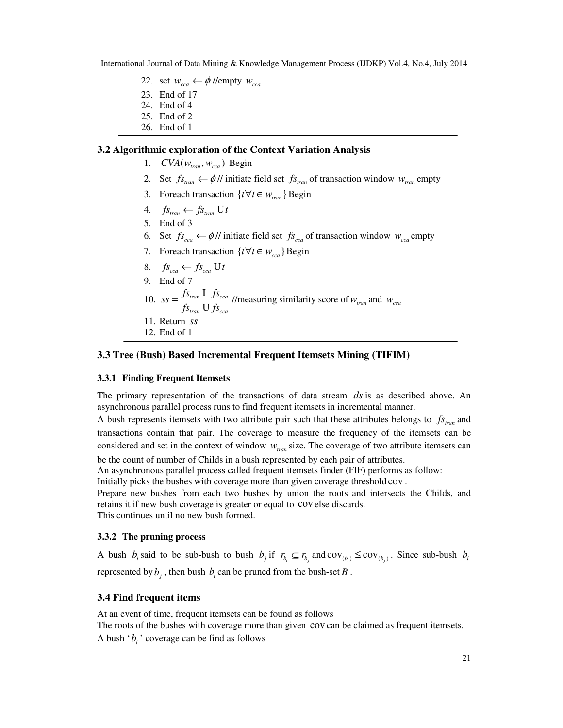22. set $w_{cca} \leftarrow \phi$ //empty $w_{cca}$
23. End of 17
24. End of 4
25. End of 2
26. End of 1

---

## 3.2 Algorithmic exploration of the Context Variation Analysis

1. $CVA(w_{tran}, w_{cca})$ Begin
2. Set $fs_{tran} \leftarrow \phi$ // initiate field set $fs_{tran}$ of transaction window $w_{tran}$ empty
3. Foreach transaction $\{t \forall t \in w_{tran}\}$ Begin
4. $fs_{tran} \leftarrow fs_{tran} \cup t$
5. End of 3
6. Set $fs_{cca} \leftarrow \phi$ // initiate field set $fs_{cca}$ of transaction window $w_{cca}$ empty
7. Foreach transaction $\{t \forall t \in w_{cca}\}$ Begin
8. $fs_{cca} \leftarrow fs_{cca} \cup t$
9. End of 7
10. $ss = \dfrac{fs_{tran} \cap fs_{cca}}{fs_{tran} \cup fs_{cca}}$ //measuring similarity score of $w_{tran}$ and $w_{cca}$
11. Return $ss$
12. End of 1

---

## 3.3 Tree (Bush) Based Incremental Frequent Itemsets Mining (TIFIM)

### 3.3.1 Finding Frequent Itemsets

The primary representation of the transactions of data stream $ds$ is as described above. An asynchronous parallel process runs to find frequent itemsets in incremental manner.

A bush represents itemsets with two attribute pair such that these attributes belongs to $fs_{tran}$ and transactions contain that pair. The coverage to measure the frequency of the itemsets can be considered and set in the context of window $w_{tran}$ size. The coverage of two attribute itemsets can be the count of number of Childs in a bush represented by each pair of attributes.

An asynchronous parallel process called frequent itemsets finder (FIF) performs as follow:

Initially picks the bushes with coverage more than given coverage threshold $\text{cov}$.

Prepare new bushes from each two bushes by union the roots and intersects the Childs, and retains it if new bush coverage is greater or equal to $\text{cov}$ else discards.

This continues until no new bush formed.

### 3.3.2 The pruning process

A bush $b_i$ said to be sub-bush to bush $b_j$ if $r_{b_i} \subseteq r_{b_j}$ and $\text{cov}_{(b_i)} \leq \text{cov}_{(b_j)}$. Since sub-bush $b_i$ represented by $b_j$, then bush $b_i$ can be pruned from the bush-set $B$.

## 3.4 Find frequent items

At an event of time, frequent itemsets can be found as follows

The roots of the bushes with coverage more than given $\text{cov}$ can be claimed as frequent itemsets.

A bush '$b_i$' coverage can be find as follows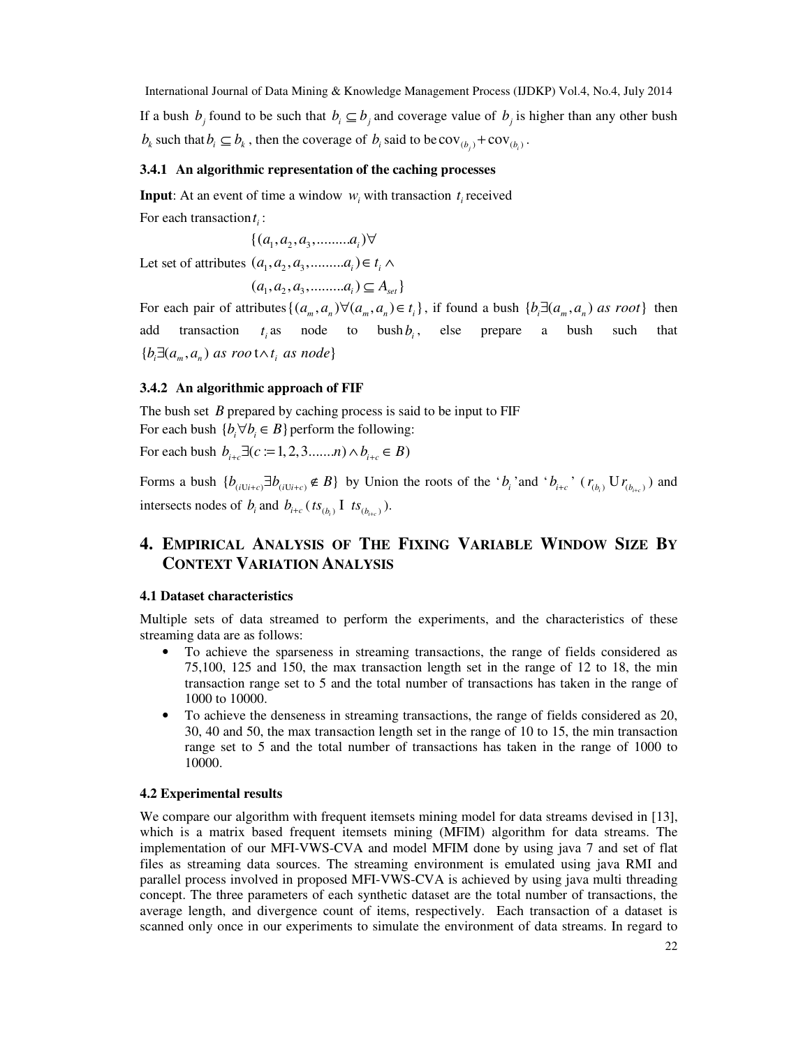If a bush $b_j$ found to be such that $b_i \subseteq b_j$ and coverage value of $b_j$ is higher than any other bush $b_k$ such that $b_i \subseteq b_k$, then the coverage of $b_i$ said to be $\text{cov}_{(b_j)} + \text{cov}_{(b_i)}$.

### 3.4.1 An algorithmic representation of the caching processes

**Input**: At an event of time a window $w_i$ with transaction $t_i$ received

For each transaction $t_i$ :

$$\{(a_1, a_2, a_3, .........a_i)\forall$$

Let set of attributes $(a_1, a_2, a_3, .........a_i) \in t_i \wedge$

$$(a_1, a_2, a_3, .........a_i) \subseteq A_{set}\}$$

For each pair of attributes $\{(a_m, a_n)\forall(a_m, a_n) \in t_i\}$, if found a bush $\{b_i \exists (a_m, a_n)\ as\ root\}$ then add transaction $t_i$ as node to bush $b_i$, else prepare a bush such that $\{b_i \exists (a_m, a_n)\ as\ root \wedge t_i\ as\ node\}$

### 3.4.2 An algorithmic approach of FIF

The bush set $B$ prepared by caching process is said to be input to FIF

For each bush $\{b_i \forall b_i \in B\}$ perform the following:

For each bush $b_{i+c} \exists (c := 1, 2, 3.......n) \wedge b_{i+c} \in B)$

Forms a bush $\{b_{(i \cup i+c)} \exists b_{(i \cup i+c)} \notin B\}$ by Union the roots of the '$b_i$' and '$b_{i+c}$' ($r_{(b_i)} \cup r_{(b_{i+c})}$) and intersects nodes of $b_i$ and $b_{i+c}$ ($ts_{(b_i)} \cap ts_{(b_{i+c})}$).

## 4. Empirical Analysis of The Fixing Variable Window Size By Context Variation Analysis

### 4.1 Dataset characteristics

Multiple sets of data streamed to perform the experiments, and the characteristics of these streaming data are as follows:

- To achieve the sparseness in streaming transactions, the range of fields considered as 75,100, 125 and 150, the max transaction length set in the range of 12 to 18, the min transaction range set to 5 and the total number of transactions has taken in the range of 1000 to 10000.
- To achieve the denseness in streaming transactions, the range of fields considered as 20, 30, 40 and 50, the max transaction length set in the range of 10 to 15, the min transaction range set to 5 and the total number of transactions has taken in the range of 1000 to 10000.

### 4.2 Experimental results

We compare our algorithm with frequent itemsets mining model for data streams devised in [13], which is a matrix based frequent itemsets mining (MFIM) algorithm for data streams. The implementation of our MFI-VWS-CVA and model MFIM done by using java 7 and set of flat files as streaming data sources. The streaming environment is emulated using java RMI and parallel process involved in proposed MFI-VWS-CVA is achieved by using java multi threading concept. The three parameters of each synthetic dataset are the total number of transactions, the average length, and divergence count of items, respectively. Each transaction of a dataset is scanned only once in our experiments to simulate the environment of data streams. In regard to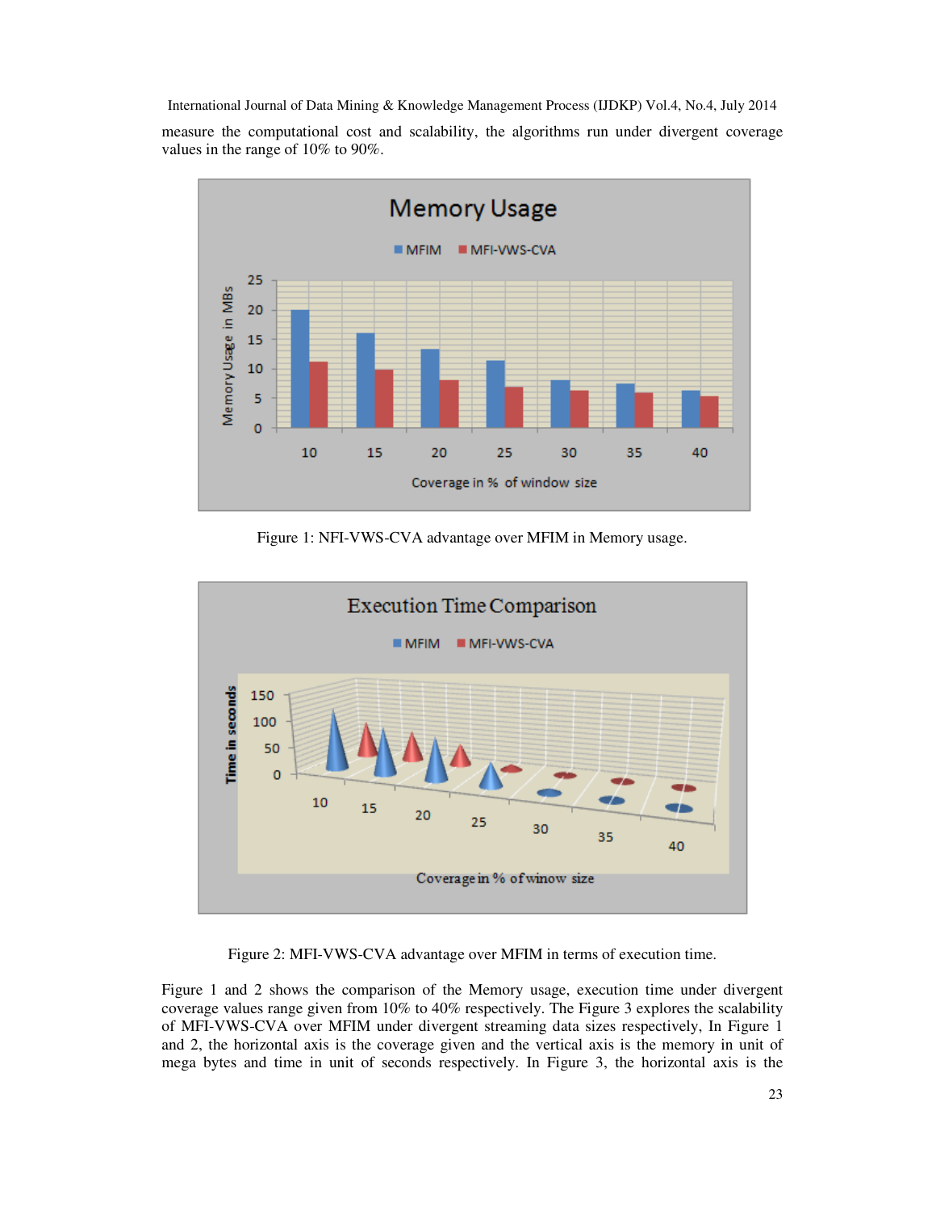measure the computational cost and scalability, the algorithms run under divergent coverage values in the range of 10% to 90%.

Figure 1: NFI-VWS-CVA advantage over MFIM in Memory usage.

Figure 2: MFI-VWS-CVA advantage over MFIM in terms of execution time.

Figure 1 and 2 shows the comparison of the Memory usage, execution time under divergent coverage values range given from 10% to 40% respectively. The Figure 3 explores the scalability of MFI-VWS-CVA over MFIM under divergent streaming data sizes respectively, In Figure 1 and 2, the horizontal axis is the coverage given and the vertical axis is the memory in unit of mega bytes and time in unit of seconds respectively. In Figure 3, the horizontal axis is the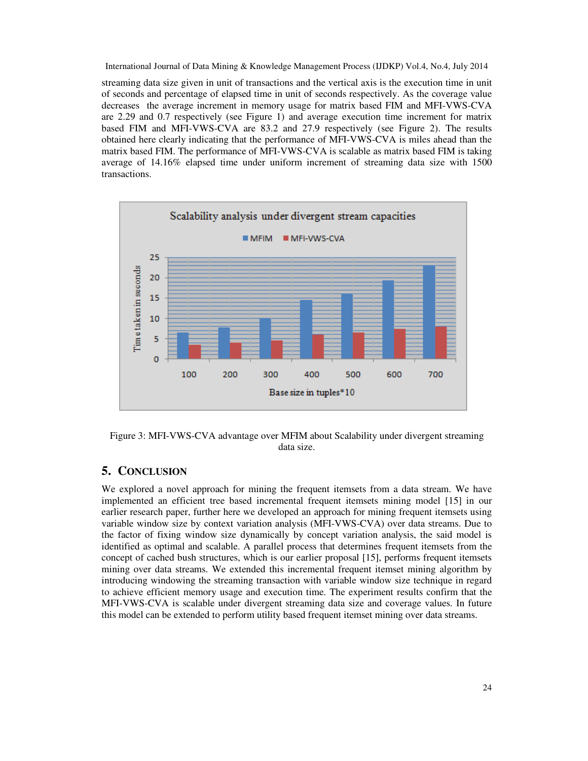streaming data size given in unit of transactions and the vertical axis is the execution time in unit of seconds and percentage of elapsed time in unit of seconds respectively. As the coverage value decreases the average increment in memory usage for matrix based FIM and MFI-VWS-CVA are 2.29 and 0.7 respectively (see Figure 1) and average execution time increment for matrix based FIM and MFI-VWS-CVA are 83.2 and 27.9 respectively (see Figure 2). The results obtained here clearly indicating that the performance of MFI-VWS-CVA is miles ahead than the matrix based FIM. The performance of MFI-VWS-CVA is scalable as matrix based FIM is taking average of 14.16% elapsed time under uniform increment of streaming data size with 1500 transactions.

Figure 3: MFI-VWS-CVA advantage over MFIM about Scalability under divergent streaming data size.

## 5. Conclusion

We explored a novel approach for mining the frequent itemsets from a data stream. We have implemented an efficient tree based incremental frequent itemsets mining model [15] in our earlier research paper, further here we developed an approach for mining frequent itemsets using variable window size by context variation analysis (MFI-VWS-CVA) over data streams. Due to the factor of fixing window size dynamically by concept variation analysis, the said model is identified as optimal and scalable. A parallel process that determines frequent itemsets from the concept of cached bush structures, which is our earlier proposal [15], performs frequent itemsets mining over data streams. We extended this incremental frequent itemset mining algorithm by introducing windowing the streaming transaction with variable window size technique in regard to achieve efficient memory usage and execution time. The experiment results confirm that the MFI-VWS-CVA is scalable under divergent streaming data size and coverage values. In future this model can be extended to perform utility based frequent itemset mining over data streams.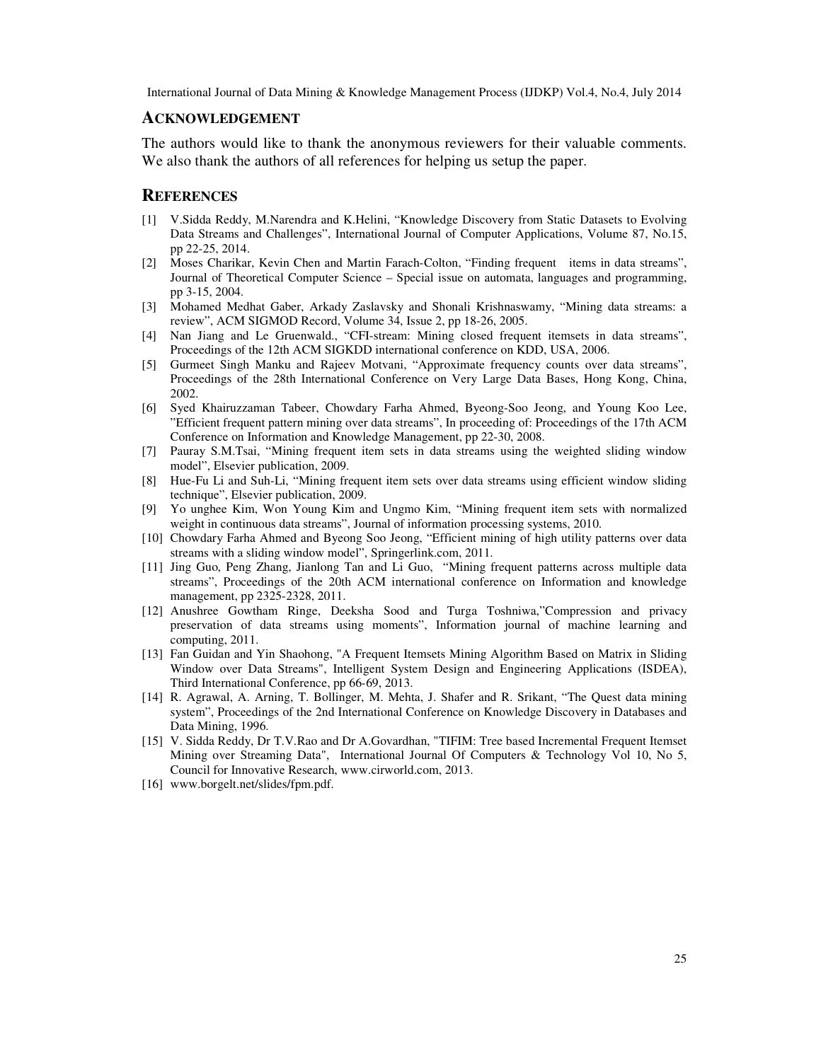## ACKNOWLEDGEMENT

The authors would like to thank the anonymous reviewers for their valuable comments. We also thank the authors of all references for helping us setup the paper.

## REFERENCES

[1] V.Sidda Reddy, M.Narendra and K.Helini, “Knowledge Discovery from Static Datasets to Evolving Data Streams and Challenges”, International Journal of Computer Applications, Volume 87, No.15, pp 22-25, 2014.

[2] Moses Charikar, Kevin Chen and Martin Farach-Colton, “Finding frequent items in data streams”, Journal of Theoretical Computer Science – Special issue on automata, languages and programming, pp 3-15, 2004.

[3] Mohamed Medhat Gaber, Arkady Zaslavsky and Shonali Krishnaswamy, “Mining data streams: a review”, ACM SIGMOD Record, Volume 34, Issue 2, pp 18-26, 2005.

[4] Nan Jiang and Le Gruenwald., “CFI-stream: Mining closed frequent itemsets in data streams”, Proceedings of the 12th ACM SIGKDD international conference on KDD, USA, 2006.

[5] Gurmeet Singh Manku and Rajeev Motvani, “Approximate frequency counts over data streams”, Proceedings of the 28th International Conference on Very Large Data Bases, Hong Kong, China, 2002.

[6] Syed Khairuzzaman Tabeer, Chowdary Farha Ahmed, Byeong-Soo Jeong, and Young Koo Lee, ”Efficient frequent pattern mining over data streams”, In proceeding of: Proceedings of the 17th ACM Conference on Information and Knowledge Management, pp 22-30, 2008.

[7] Pauray S.M.Tsai, “Mining frequent item sets in data streams using the weighted sliding window model”, Elsevier publication, 2009.

[8] Hue-Fu Li and Suh-Li, “Mining frequent item sets over data streams using efficient window sliding technique”, Elsevier publication, 2009.

[9] Yo unghee Kim, Won Young Kim and Ungmo Kim, “Mining frequent item sets with normalized weight in continuous data streams”, Journal of information processing systems, 2010.

[10] Chowdary Farha Ahmed and Byeong Soo Jeong, “Efficient mining of high utility patterns over data streams with a sliding window model”, Springerlink.com, 2011.

[11] Jing Guo, Peng Zhang, Jianlong Tan and Li Guo, “Mining frequent patterns across multiple data streams”, Proceedings of the 20th ACM international conference on Information and knowledge management, pp 2325-2328, 2011.

[12] Anushree Gowtham Ringe, Deeksha Sood and Turga Toshniwa,”Compression and privacy preservation of data streams using moments”, Information journal of machine learning and computing, 2011.

[13] Fan Guidan and Yin Shaohong, "A Frequent Itemsets Mining Algorithm Based on Matrix in Sliding Window over Data Streams", Intelligent System Design and Engineering Applications (ISDEA), Third International Conference, pp 66-69, 2013.

[14] R. Agrawal, A. Arning, T. Bollinger, M. Mehta, J. Shafer and R. Srikant, “The Quest data mining system”, Proceedings of the 2nd International Conference on Knowledge Discovery in Databases and Data Mining, 1996.

[15] V. Sidda Reddy, Dr T.V.Rao and Dr A.Govardhan, "TIFIM: Tree based Incremental Frequent Itemset Mining over Streaming Data", International Journal Of Computers & Technology Vol 10, No 5, Council for Innovative Research, www.cirworld.com, 2013.

[16] www.borgelt.net/slides/fpm.pdf.